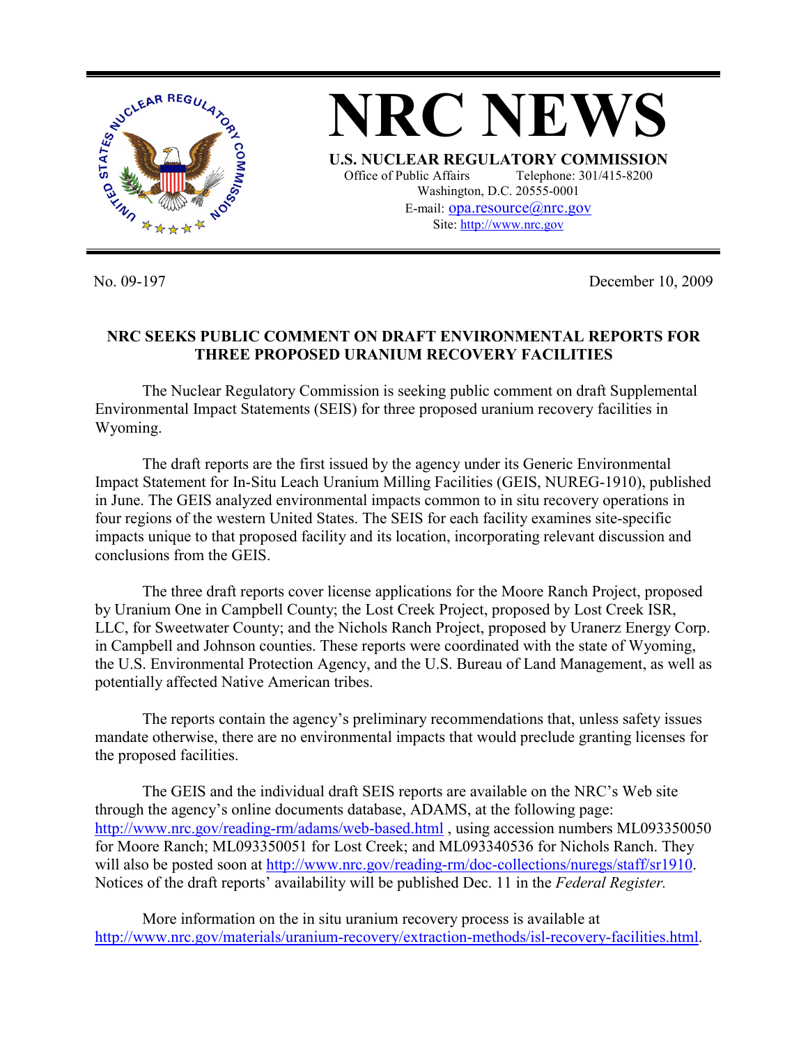# NRC NEWS

**U.S. NUCLEAR REGULATORY COMMISSION**

Office of Public Affairs Telephone: 301/415-8200
Washington, D.C. 20555-0001
E-mail: opa.resource@nrc.gov
Site: http://www.nrc.gov

No. 09-197 December 10, 2009

## NRC SEEKS PUBLIC COMMENT ON DRAFT ENVIRONMENTAL REPORTS FOR THREE PROPOSED URANIUM RECOVERY FACILITIES

The Nuclear Regulatory Commission is seeking public comment on draft Supplemental Environmental Impact Statements (SEIS) for three proposed uranium recovery facilities in Wyoming.

The draft reports are the first issued by the agency under its Generic Environmental Impact Statement for In-Situ Leach Uranium Milling Facilities (GEIS, NUREG-1910), published in June. The GEIS analyzed environmental impacts common to in situ recovery operations in four regions of the western United States. The SEIS for each facility examines site-specific impacts unique to that proposed facility and its location, incorporating relevant discussion and conclusions from the GEIS.

The three draft reports cover license applications for the Moore Ranch Project, proposed by Uranium One in Campbell County; the Lost Creek Project, proposed by Lost Creek ISR, LLC, for Sweetwater County; and the Nichols Ranch Project, proposed by Uranerz Energy Corp. in Campbell and Johnson counties. These reports were coordinated with the state of Wyoming, the U.S. Environmental Protection Agency, and the U.S. Bureau of Land Management, as well as potentially affected Native American tribes.

The reports contain the agency's preliminary recommendations that, unless safety issues mandate otherwise, there are no environmental impacts that would preclude granting licenses for the proposed facilities.

The GEIS and the individual draft SEIS reports are available on the NRC's Web site through the agency's online documents database, ADAMS, at the following page: http://www.nrc.gov/reading-rm/adams/web-based.html , using accession numbers ML093350050 for Moore Ranch; ML093350051 for Lost Creek; and ML093340536 for Nichols Ranch. They will also be posted soon at http://www.nrc.gov/reading-rm/doc-collections/nuregs/staff/sr1910. Notices of the draft reports' availability will be published Dec. 11 in the *Federal Register.*

More information on the in situ uranium recovery process is available at http://www.nrc.gov/materials/uranium-recovery/extraction-methods/isl-recovery-facilities.html.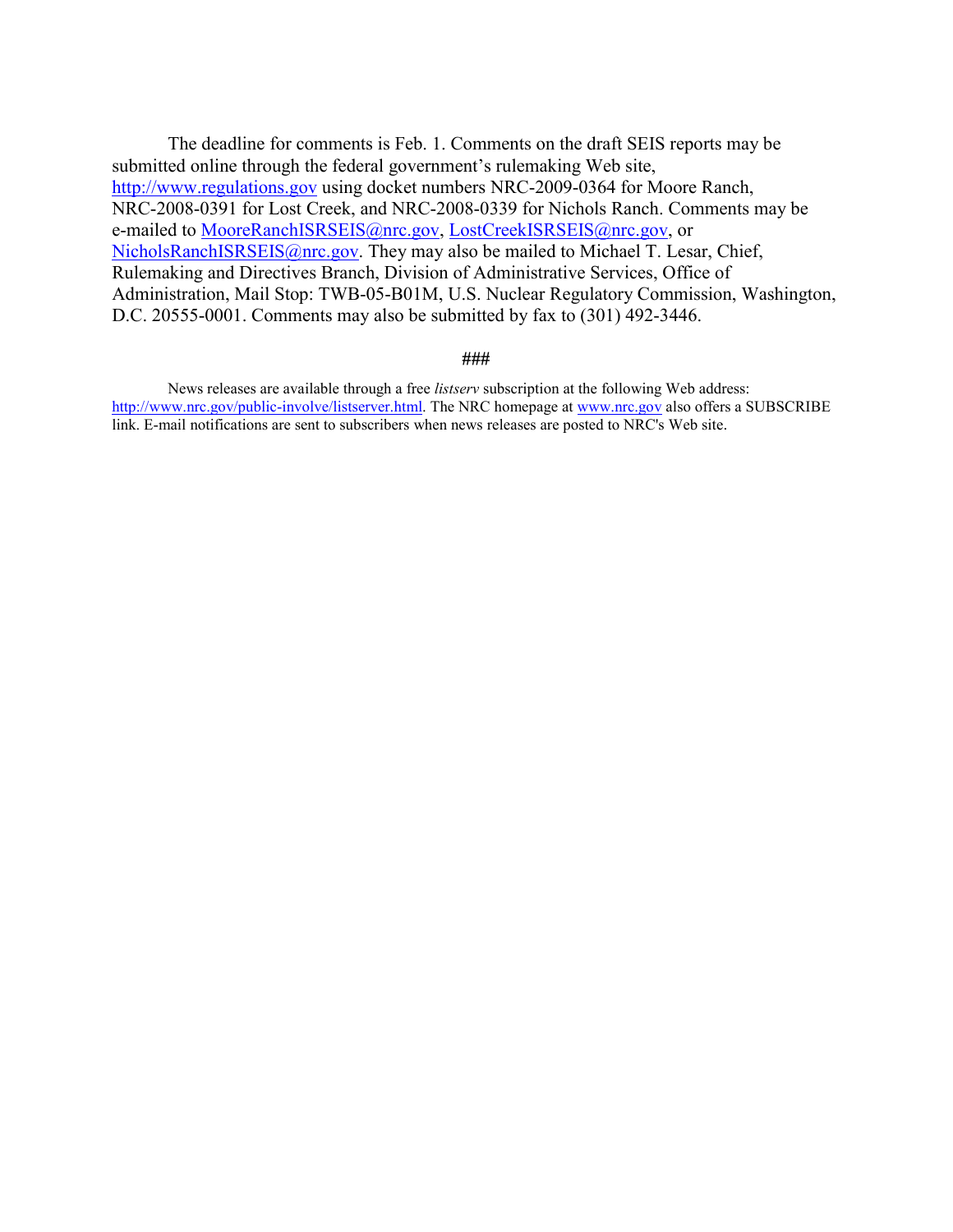The deadline for comments is Feb. 1. Comments on the draft SEIS reports may be submitted online through the federal government's rulemaking Web site, http://www.regulations.gov using docket numbers NRC-2009-0364 for Moore Ranch, NRC-2008-0391 for Lost Creek, and NRC-2008-0339 for Nichols Ranch. Comments may be e-mailed to MooreRanchISRSEIS@nrc.gov, LostCreekISRSEIS@nrc.gov, or NicholsRanchISRSEIS@nrc.gov. They may also be mailed to Michael T. Lesar, Chief, Rulemaking and Directives Branch, Division of Administrative Services, Office of Administration, Mail Stop: TWB-05-B01M, U.S. Nuclear Regulatory Commission, Washington, D.C. 20555-0001. Comments may also be submitted by fax to (301) 492-3446.

###

News releases are available through a free *listserv* subscription at the following Web address: http://www.nrc.gov/public-involve/listserver.html. The NRC homepage at www.nrc.gov also offers a SUBSCRIBE link. E-mail notifications are sent to subscribers when news releases are posted to NRC's Web site.